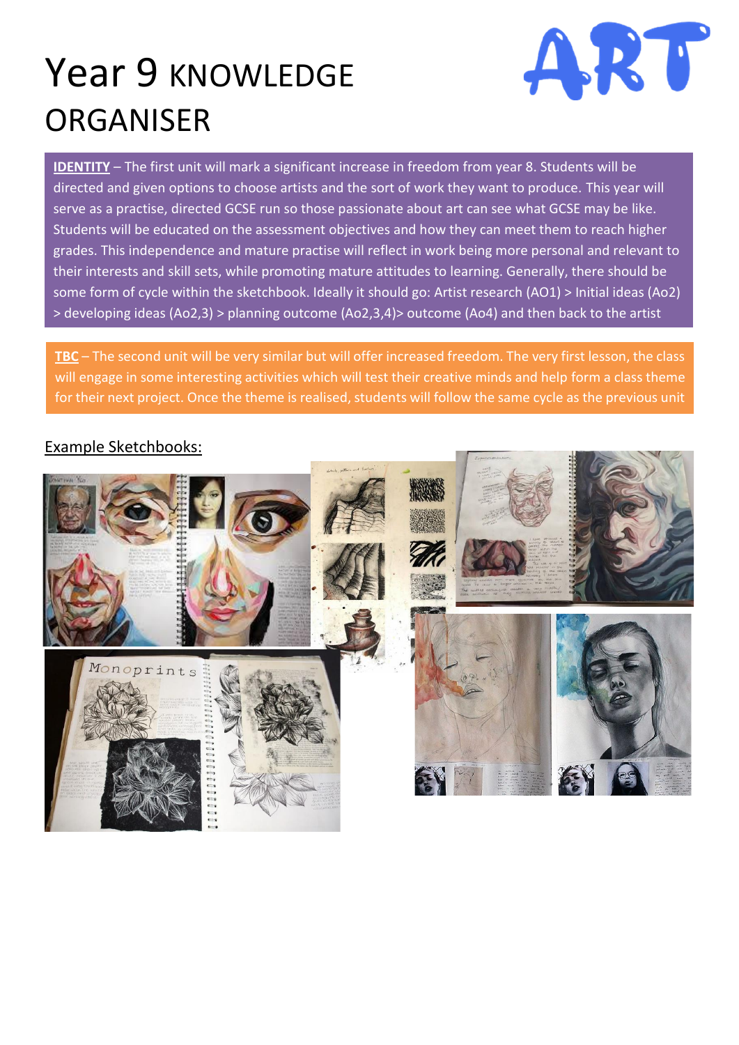# Year 9 KNOWLEDGE ORGANISER

ART

**IDENTITY** – The first unit will mark a significant increase in freedom from year 8. Students will be directed and given options to choose artists and the sort of work they want to produce. This year will serve as a practise, directed GCSE run so those passionate about art can see what GCSE may be like. Students will be educated on the assessment objectives and how they can meet them to reach higher grades. This independence and mature practise will reflect in work being more personal and relevant to their interests and skill sets, while promoting mature attitudes to learning. Generally, there should be some form of cycle within the sketchbook. Ideally it should go: Artist research (AO1) > Initial ideas (Ao2) > developing ideas (Ao2,3) > planning outcome (Ao2,3,4)> outcome (Ao4) and then back to the artist

**TBC** – The second unit will be very similar but will offer increased freedom. The very first lesson, the class will engage in some interesting activities which will test their creative minds and help form a class theme for their next project. Once the theme is realised, students will follow the same cycle as the previous unit

Example Sketchbooks: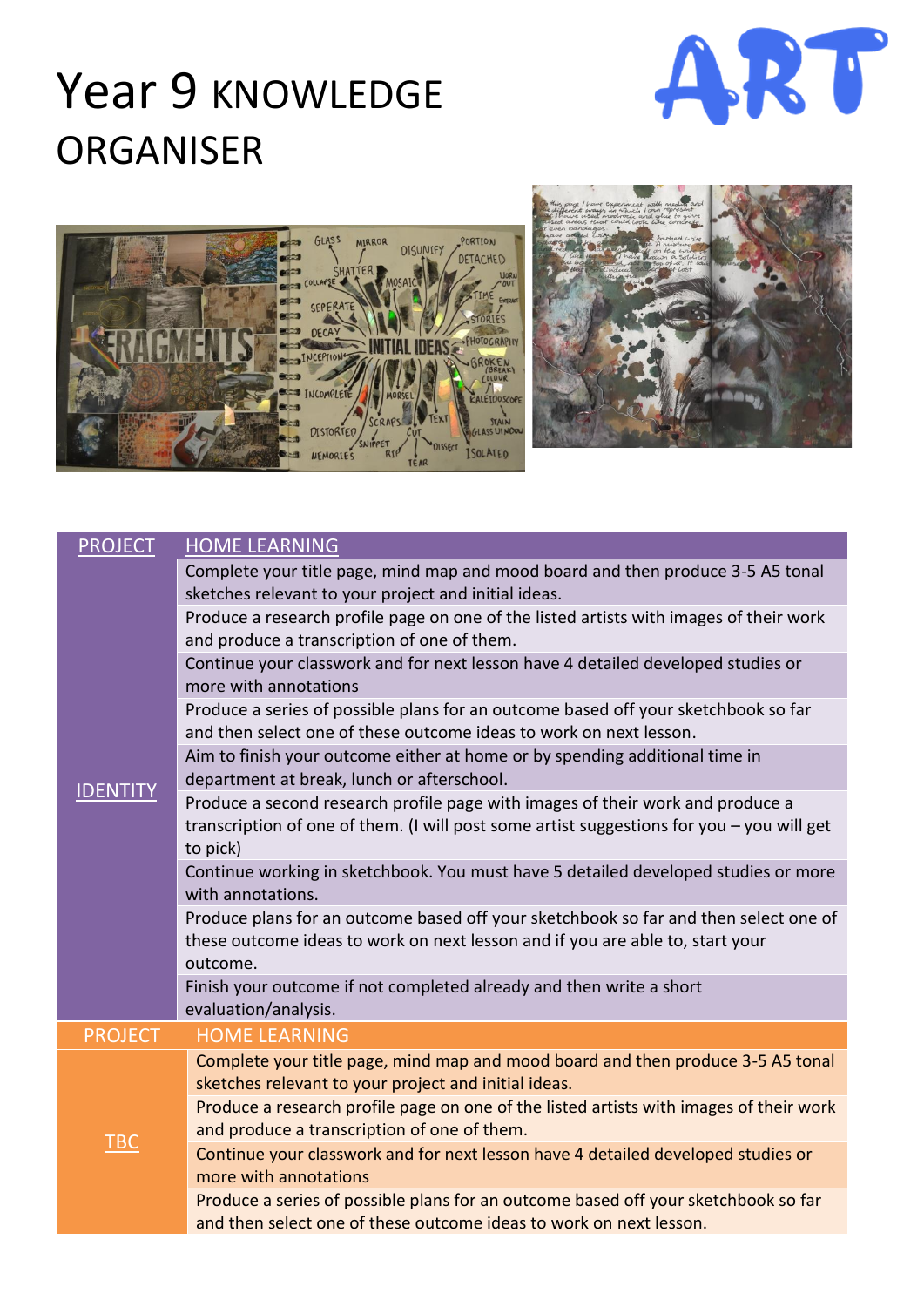# Year 9 KNOWLEDGE ORGANISER

ART

| PROJECT | HOME LEARNING |
| --- | --- |
| IDENTITY | Complete your title page, mind map and mood board and then produce 3-5 A5 tonal sketches relevant to your project and initial ideas. |
| | Produce a research profile page on one of the listed artists with images of their work and produce a transcription of one of them. |
| | Continue your classwork and for next lesson have 4 detailed developed studies or more with annotations |
| | Produce a series of possible plans for an outcome based off your sketchbook so far and then select one of these outcome ideas to work on next lesson. |
| | Aim to finish your outcome either at home or by spending additional time in department at break, lunch or afterschool. |
| | Produce a second research profile page with images of their work and produce a transcription of one of them. (I will post some artist suggestions for you – you will get to pick) |
| | Continue working in sketchbook. You must have 5 detailed developed studies or more with annotations. |
| | Produce plans for an outcome based off your sketchbook so far and then select one of these outcome ideas to work on next lesson and if you are able to, start your outcome. |
| | Finish your outcome if not completed already and then write a short evaluation/analysis. |

| PROJECT | HOME LEARNING |
| --- | --- |
| TBC | Complete your title page, mind map and mood board and then produce 3-5 A5 tonal sketches relevant to your project and initial ideas. |
| | Produce a research profile page on one of the listed artists with images of their work and produce a transcription of one of them. |
| | Continue your classwork and for next lesson have 4 detailed developed studies or more with annotations |
| | Produce a series of possible plans for an outcome based off your sketchbook so far and then select one of these outcome ideas to work on next lesson. |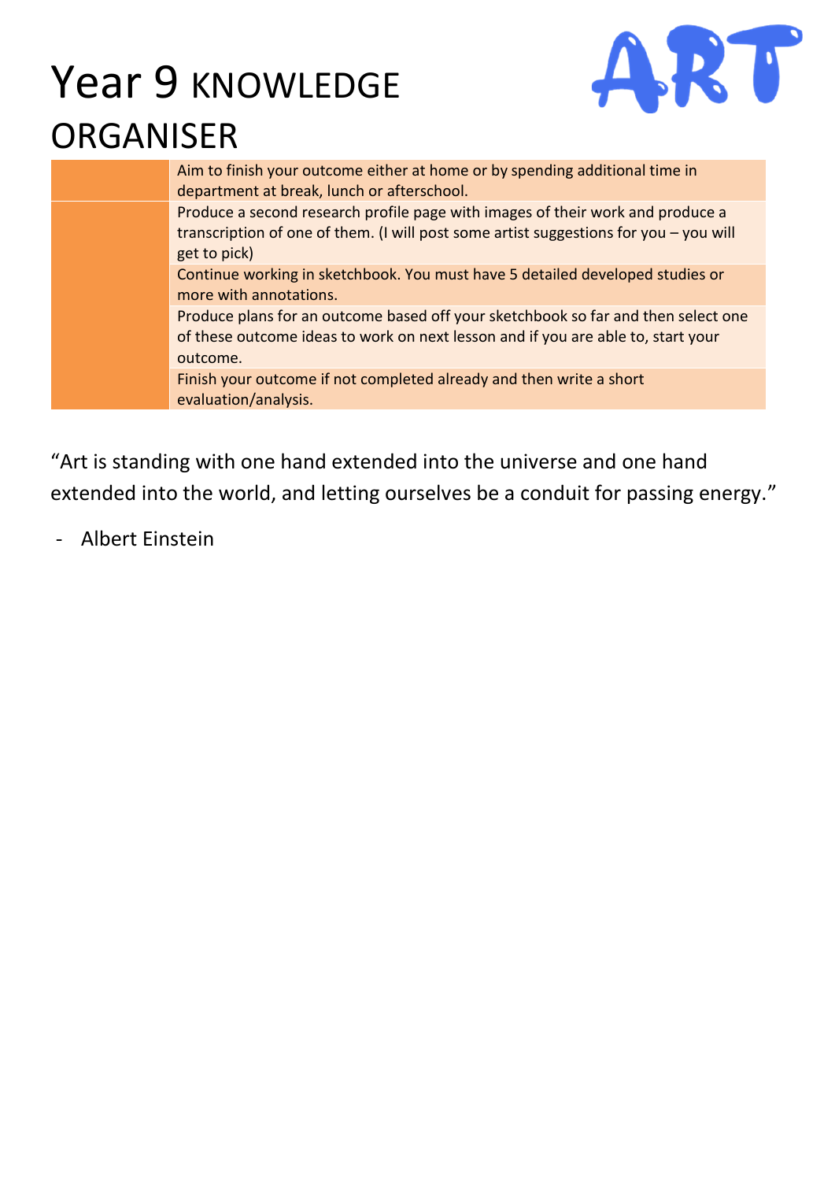# Year 9 KNOWLEDGE ORGANISER

ART

| | |
|---|---|
| | Aim to finish your outcome either at home or by spending additional time in department at break, lunch or afterschool. |
| | Produce a second research profile page with images of their work and produce a transcription of one of them. (I will post some artist suggestions for you – you will get to pick) |
| | Continue working in sketchbook. You must have 5 detailed developed studies or more with annotations. |
| | Produce plans for an outcome based off your sketchbook so far and then select one of these outcome ideas to work on next lesson and if you are able to, start your outcome. |
| | Finish your outcome if not completed already and then write a short evaluation/analysis. |

“Art is standing with one hand extended into the universe and one hand extended into the world, and letting ourselves be a conduit for passing energy.”

- Albert Einstein